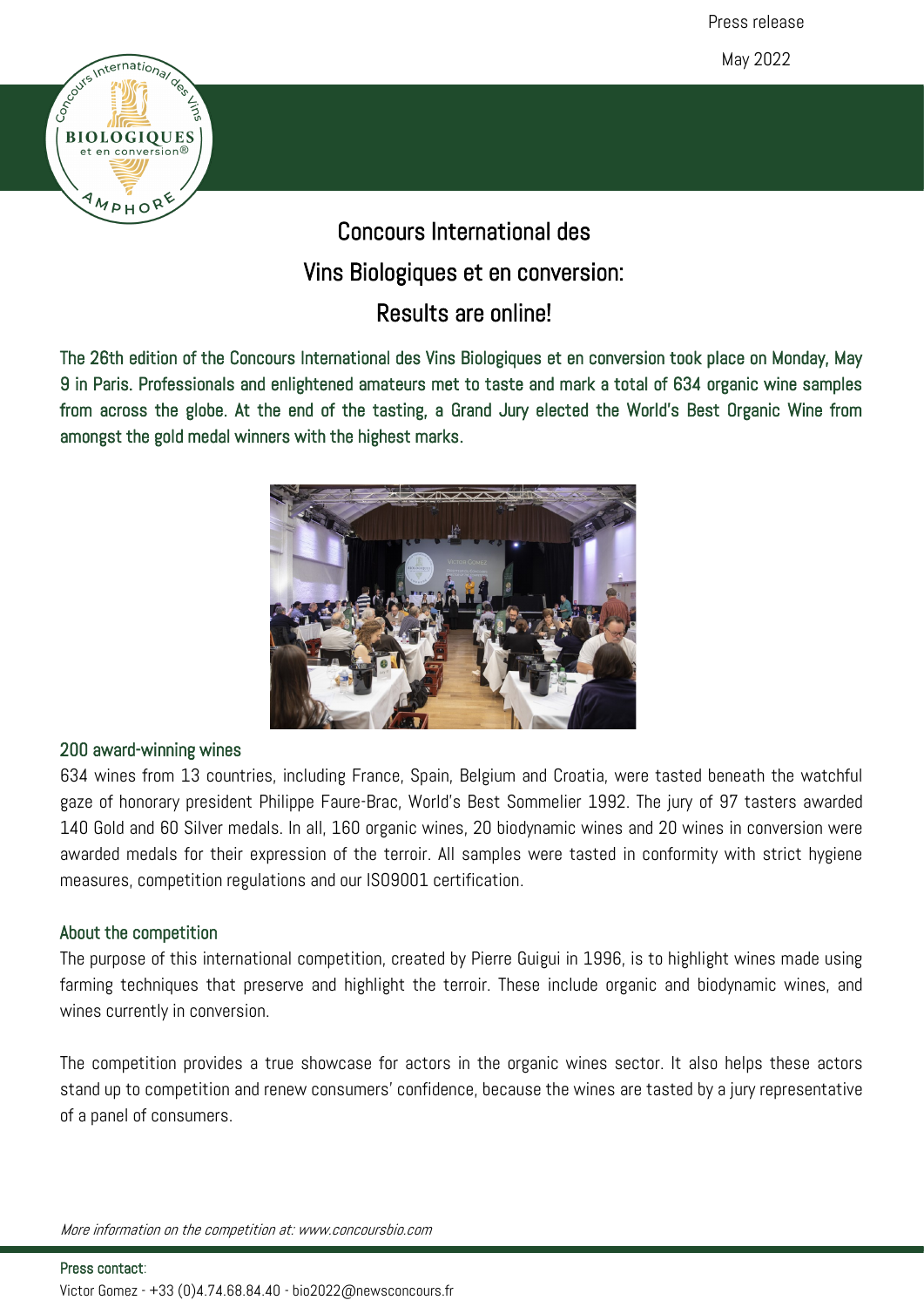Press release

May 2022

# Concours International des Vins Biologiques et en conversion: Results are online!

The 26th edition of the Concours International des Vins Biologiques et en conversion took place on Monday, May 9 in Paris. Professionals and enlightened amateurs met to taste and mark a total of 634 organic wine samples from across the globe. At the end of the tasting, a Grand Jury elected the World's Best Organic Wine from amongst the gold medal winners with the highest marks.

## 200 award-winning wines

634 wines from 13 countries, including France, Spain, Belgium and Croatia, were tasted beneath the watchful gaze of honorary president Philippe Faure-Brac, World's Best Sommelier 1992. The jury of 97 tasters awarded 140 Gold and 60 Silver medals. In all, 160 organic wines, 20 biodynamic wines and 20 wines in conversion were awarded medals for their expression of the terroir. All samples were tasted in conformity with strict hygiene measures, competition regulations and our ISO9001 certification.

## About the competition

The purpose of this international competition, created by Pierre Guigui in 1996, is to highlight wines made using farming techniques that preserve and highlight the terroir. These include organic and biodynamic wines, and wines currently in conversion.

The competition provides a true showcase for actors in the organic wines sector. It also helps these actors stand up to competition and renew consumers' confidence, because the wines are tasted by a jury representative of a panel of consumers.

*More information on the competition at: www.concoursbio.com*

**Press contact:**
Victor Gomez - +33 (0)4.74.68.84.40 - bio2022@newsconcours.fr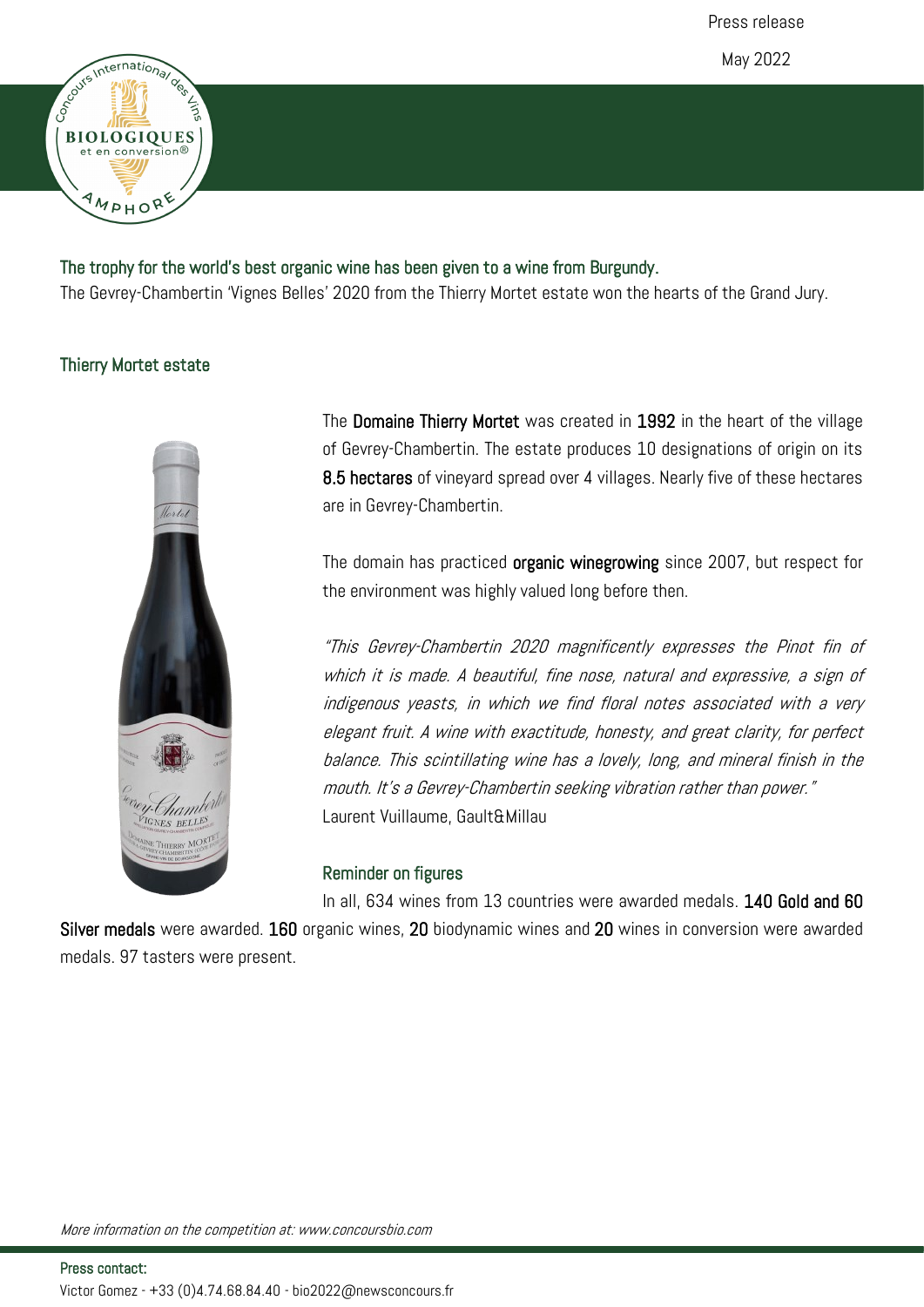Press release

May 2022

## The trophy for the world's best organic wine has been given to a wine from Burgundy.

The Gevrey-Chambertin 'Vignes Belles' 2020 from the Thierry Mortet estate won the hearts of the Grand Jury.

### Thierry Mortet estate

The **Domaine Thierry Mortet** was created in **1992** in the heart of the village of Gevrey-Chambertin. The estate produces 10 designations of origin on its **8.5 hectares** of vineyard spread over 4 villages. Nearly five of these hectares are in Gevrey-Chambertin.

The domain has practiced **organic winegrowing** since 2007, but respect for the environment was highly valued long before then.

*"This Gevrey-Chambertin 2020 magnificently expresses the Pinot fin of which it is made. A beautiful, fine nose, natural and expressive, a sign of indigenous yeasts, in which we find floral notes associated with a very elegant fruit. A wine with exactitude, honesty, and great clarity, for perfect balance. This scintillating wine has a lovely, long, and mineral finish in the mouth. It's a Gevrey-Chambertin seeking vibration rather than power."*
Laurent Vuillaume, Gault&Millau

### Reminder on figures

In all, 634 wines from 13 countries were awarded medals. **140 Gold and 60 Silver medals** were awarded. **160** organic wines, **20** biodynamic wines and **20** wines in conversion were awarded medals. 97 tasters were present.

*More information on the competition at: www.concoursbio.com*

**Press contact:**
Victor Gomez - +33 (0)4.74.68.84.40 - bio2022@newsconcours.fr